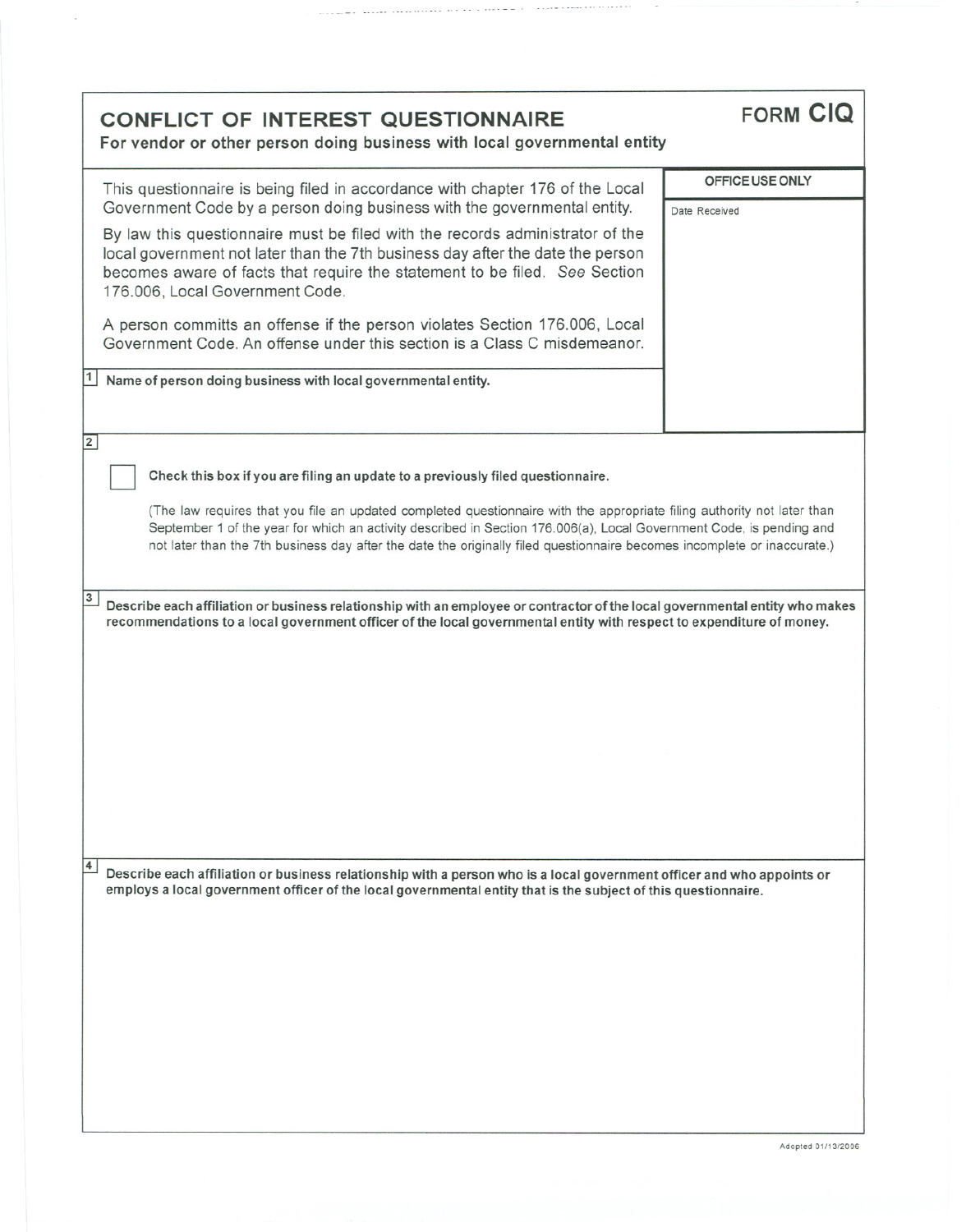# CONFLICT OF INTEREST QUESTIONNAIRE

**FORM CIQ**

**For vendor or other person doing business with local governmental entity**

This questionnaire is being filed in accordance with chapter 176 of the Local Government Code by a person doing business with the governmental entity.

By law this questionnaire must be filed with the records administrator of the local government not later than the 7th business day after the date the person becomes aware of facts that require the statement to be filed. *See* Section 176.006, Local Government Code.

A person committs an offense if the person violates Section 176.006, Local Government Code. An offense under this section is a Class C misdemeanor.

**OFFICE USE ONLY**

Date Received

**1** **Name of person doing business with local governmental entity.**

**2**

☐ **Check this box if you are filing an update to a previously filed questionnaire.**

(The law requires that you file an updated completed questionnaire with the appropriate filing authority not later than September 1 of the year for which an activity described in Section 176.006(a), Local Government Code, is pending and not later than the 7th business day after the date the originally filed questionnaire becomes incomplete or inaccurate.)

**3** **Describe each affiliation or business relationship with an employee or contractor of the local governmental entity who makes recommendations to a local government officer of the local governmental entity with respect to expenditure of money.**

**4** **Describe each affiliation or business relationship with a person who is a local government officer and who appoints or employs a local government officer of the local governmental entity that is the subject of this questionnaire.**

Adopted 01/13/2006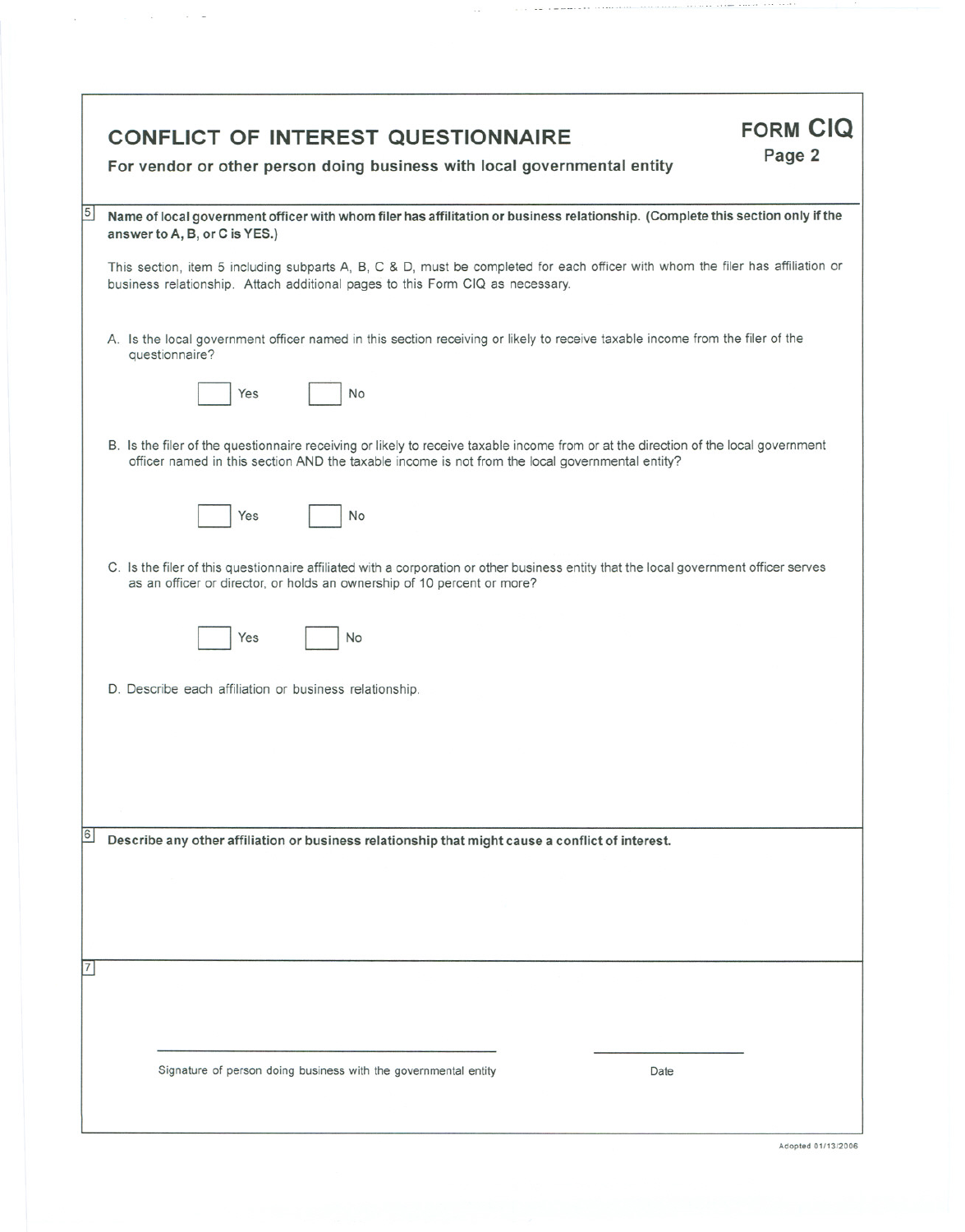# CONFLICT OF INTEREST QUESTIONNAIRE

**For vendor or other person doing business with local governmental entity**

**FORM CIQ**
**Page 2**

**5** **Name of local government officer with whom filer has affilitation or business relationship. (Complete this section only if the answer to A, B, or C is YES.)**

This section, item 5 including subparts A, B, C & D, must be completed for each officer with whom the filer has affiliation or business relationship. Attach additional pages to this Form CIQ as necessary.

A. Is the local government officer named in this section receiving or likely to receive taxable income from the filer of the questionnaire?

☐ Yes ☐ No

B. Is the filer of the questionnaire receiving or likely to receive taxable income from or at the direction of the local government officer named in this section AND the taxable income is not from the local governmental entity?

☐ Yes ☐ No

C. Is the filer of this questionnaire affiliated with a corporation or other business entity that the local government officer serves as an officer or director, or holds an ownership of 10 percent or more?

☐ Yes ☐ No

D. Describe each affiliation or business relationship.

**6** **Describe any other affiliation or business relationship that might cause a conflict of interest.**

**7**

Signature of person doing business with the governmental entity

Date

Adopted 01/13/2006